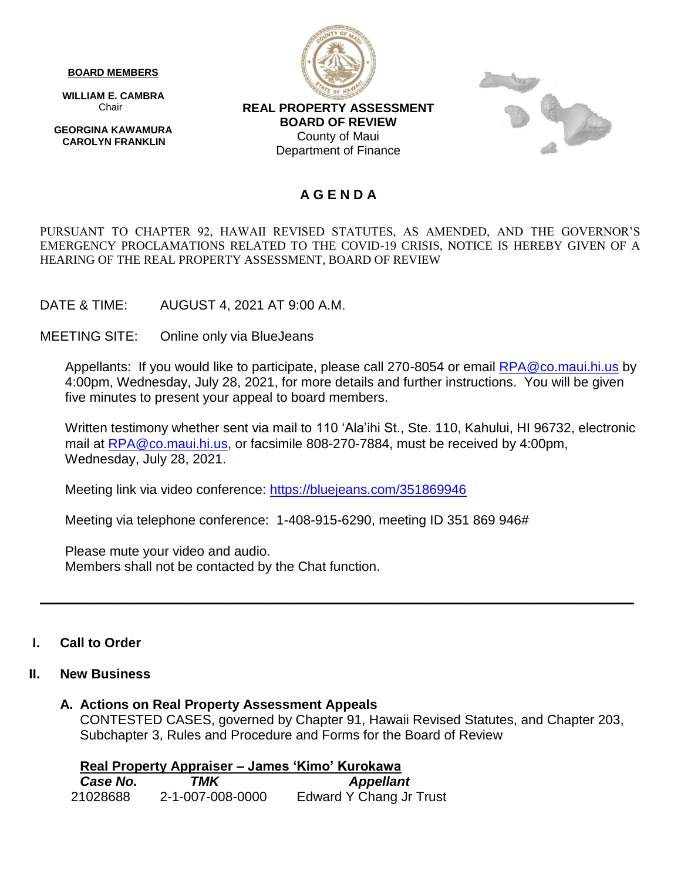**BOARD MEMBERS**

**WILLIAM E. CAMBRA**
Chair

**GEORGINA KAWAMURA**
**CAROLYN FRANKLIN**

**REAL PROPERTY ASSESSMENT**
**BOARD OF REVIEW**
County of Maui
Department of Finance

# A G E N D A

PURSUANT TO CHAPTER 92, HAWAII REVISED STATUTES, AS AMENDED, AND THE GOVERNOR'S EMERGENCY PROCLAMATIONS RELATED TO THE COVID-19 CRISIS, NOTICE IS HEREBY GIVEN OF A HEARING OF THE REAL PROPERTY ASSESSMENT, BOARD OF REVIEW

DATE & TIME: AUGUST 4, 2021 AT 9:00 A.M.

MEETING SITE: Online only via BlueJeans

Appellants: If you would like to participate, please call 270-8054 or email RPA@co.maui.hi.us by 4:00pm, Wednesday, July 28, 2021, for more details and further instructions. You will be given five minutes to present your appeal to board members.

Written testimony whether sent via mail to 110 'Ala'ihi St., Ste. 110, Kahului, HI 96732, electronic mail at RPA@co.maui.hi.us, or facsimile 808-270-7884, must be received by 4:00pm, Wednesday, July 28, 2021.

Meeting link via video conference: https://bluejeans.com/351869946

Meeting via telephone conference: 1-408-915-6290, meeting ID 351 869 946#

Please mute your video and audio.
Members shall not be contacted by the Chat function.

---

## I. Call to Order

## II. New Business

### A. Actions on Real Property Assessment Appeals

CONTESTED CASES, governed by Chapter 91, Hawaii Revised Statutes, and Chapter 203, Subchapter 3, Rules and Procedure and Forms for the Board of Review

**Real Property Appraiser – James 'Kimo' Kurokawa**

| *Case No.* | *TMK* | *Appellant* |
|---|---|---|
| 21028688 | 2-1-007-008-0000 | Edward Y Chang Jr Trust |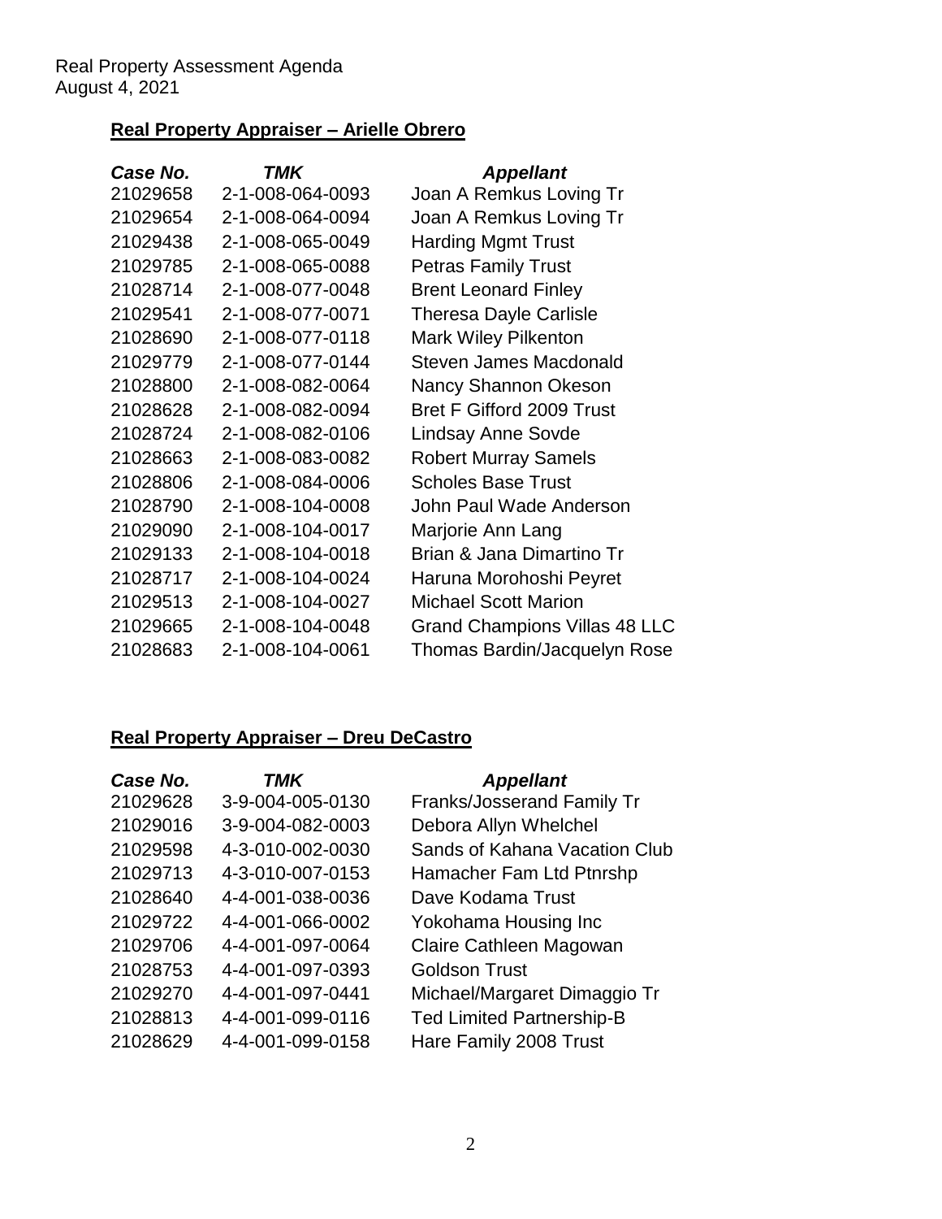Real Property Assessment Agenda
August 4, 2021

## Real Property Appraiser – Arielle Obrero

| *Case No.* | *TMK* | *Appellant* |
|---|---|---|
| 21029658 | 2-1-008-064-0093 | Joan A Remkus Loving Tr |
| 21029654 | 2-1-008-064-0094 | Joan A Remkus Loving Tr |
| 21029438 | 2-1-008-065-0049 | Harding Mgmt Trust |
| 21029785 | 2-1-008-065-0088 | Petras Family Trust |
| 21028714 | 2-1-008-077-0048 | Brent Leonard Finley |
| 21029541 | 2-1-008-077-0071 | Theresa Dayle Carlisle |
| 21028690 | 2-1-008-077-0118 | Mark Wiley Pilkenton |
| 21029779 | 2-1-008-077-0144 | Steven James Macdonald |
| 21028800 | 2-1-008-082-0064 | Nancy Shannon Okeson |
| 21028628 | 2-1-008-082-0094 | Bret F Gifford 2009 Trust |
| 21028724 | 2-1-008-082-0106 | Lindsay Anne Sovde |
| 21028663 | 2-1-008-083-0082 | Robert Murray Samels |
| 21028806 | 2-1-008-084-0006 | Scholes Base Trust |
| 21028790 | 2-1-008-104-0008 | John Paul Wade Anderson |
| 21029090 | 2-1-008-104-0017 | Marjorie Ann Lang |
| 21029133 | 2-1-008-104-0018 | Brian & Jana Dimartino Tr |
| 21028717 | 2-1-008-104-0024 | Haruna Morohoshi Peyret |
| 21029513 | 2-1-008-104-0027 | Michael Scott Marion |
| 21029665 | 2-1-008-104-0048 | Grand Champions Villas 48 LLC |
| 21028683 | 2-1-008-104-0061 | Thomas Bardin/Jacquelyn Rose |

## Real Property Appraiser – Dreu DeCastro

| *Case No.* | *TMK* | *Appellant* |
|---|---|---|
| 21029628 | 3-9-004-005-0130 | Franks/Josserand Family Tr |
| 21029016 | 3-9-004-082-0003 | Debora Allyn Whelchel |
| 21029598 | 4-3-010-002-0030 | Sands of Kahana Vacation Club |
| 21029713 | 4-3-010-007-0153 | Hamacher Fam Ltd Ptnrshp |
| 21028640 | 4-4-001-038-0036 | Dave Kodama Trust |
| 21029722 | 4-4-001-066-0002 | Yokohama Housing Inc |
| 21029706 | 4-4-001-097-0064 | Claire Cathleen Magowan |
| 21028753 | 4-4-001-097-0393 | Goldson Trust |
| 21029270 | 4-4-001-097-0441 | Michael/Margaret Dimaggio Tr |
| 21028813 | 4-4-001-099-0116 | Ted Limited Partnership-B |
| 21028629 | 4-4-001-099-0158 | Hare Family 2008 Trust |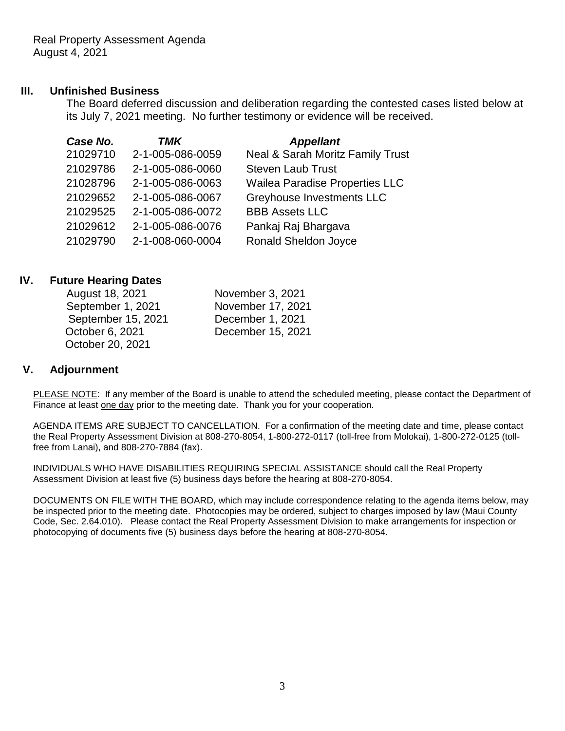Real Property Assessment Agenda
August 4, 2021

## III. Unfinished Business

The Board deferred discussion and deliberation regarding the contested cases listed below at its July 7, 2021 meeting. No further testimony or evidence will be received.

| *Case No.* | *TMK* | *Appellant* |
|---|---|---|
| 21029710 | 2-1-005-086-0059 | Neal & Sarah Moritz Family Trust |
| 21029786 | 2-1-005-086-0060 | Steven Laub Trust |
| 21028796 | 2-1-005-086-0063 | Wailea Paradise Properties LLC |
| 21029652 | 2-1-005-086-0067 | Greyhouse Investments LLC |
| 21029525 | 2-1-005-086-0072 | BBB Assets LLC |
| 21029612 | 2-1-005-086-0076 | Pankaj Raj Bhargava |
| 21029790 | 2-1-008-060-0004 | Ronald Sheldon Joyce |

## IV. Future Hearing Dates

| | |
|---|---|
| August 18, 2021 | November 3, 2021 |
| September 1, 2021 | November 17, 2021 |
| September 15, 2021 | December 1, 2021 |
| October 6, 2021 | December 15, 2021 |
| October 20, 2021 | |

## V. Adjournment

PLEASE NOTE: If any member of the Board is unable to attend the scheduled meeting, please contact the Department of Finance at least one day prior to the meeting date. Thank you for your cooperation.

AGENDA ITEMS ARE SUBJECT TO CANCELLATION. For a confirmation of the meeting date and time, please contact the Real Property Assessment Division at 808-270-8054, 1-800-272-0117 (toll-free from Molokai), 1-800-272-0125 (toll-free from Lanai), and 808-270-7884 (fax).

INDIVIDUALS WHO HAVE DISABILITIES REQUIRING SPECIAL ASSISTANCE should call the Real Property Assessment Division at least five (5) business days before the hearing at 808-270-8054.

DOCUMENTS ON FILE WITH THE BOARD, which may include correspondence relating to the agenda items below, may be inspected prior to the meeting date. Photocopies may be ordered, subject to charges imposed by law (Maui County Code, Sec. 2.64.010). Please contact the Real Property Assessment Division to make arrangements for inspection or photocopying of documents five (5) business days before the hearing at 808-270-8054.